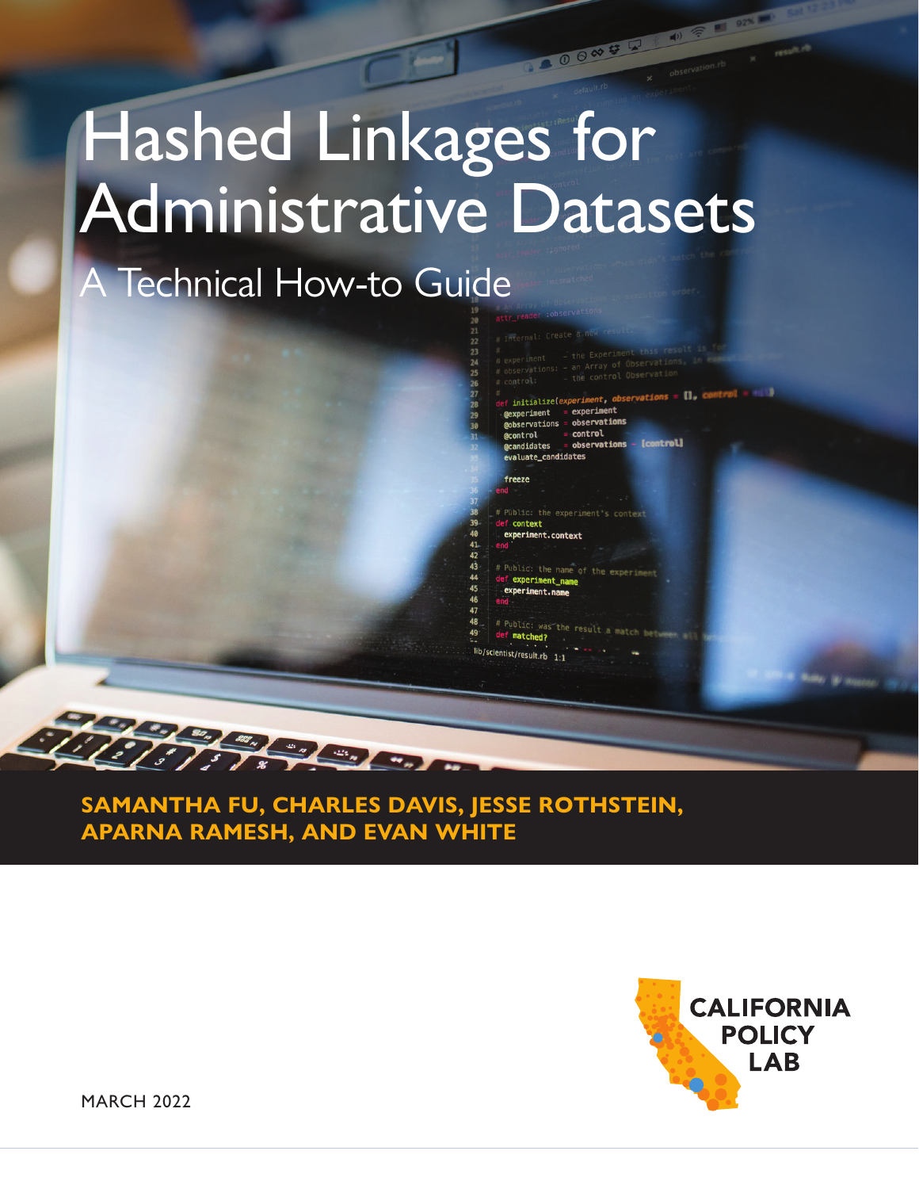# Hashed Linkages for Administrative Datasets

## A Technical How-to Guide

**SAMANTHA FU, CHARLES DAVIS, JESSE ROTHSTEIN, APARNA RAMESH, AND EVAN WHITE**

CALIFORNIA POLICY LAB

MARCH 2022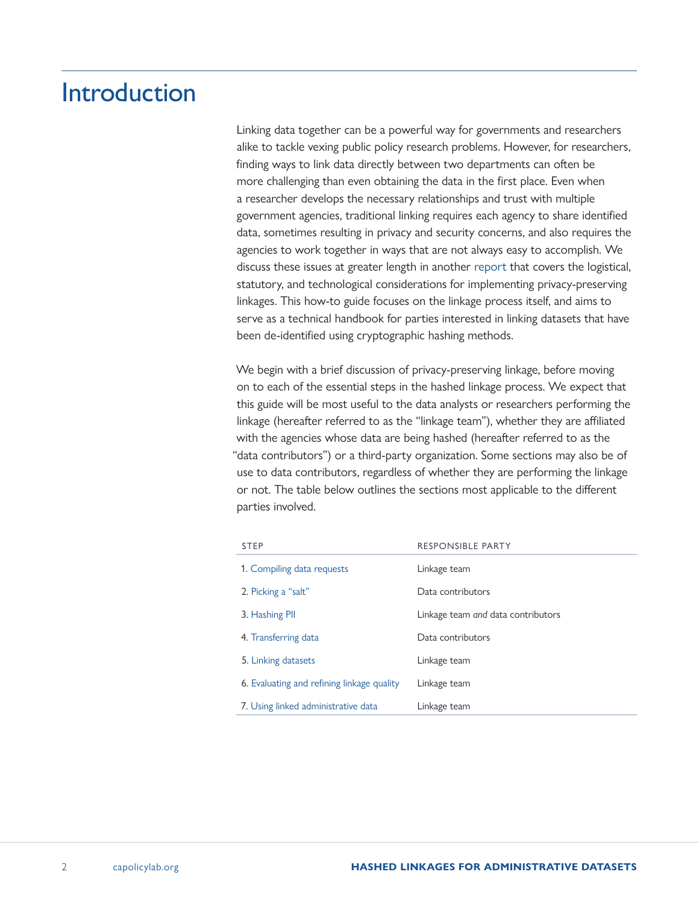# Introduction

Linking data together can be a powerful way for governments and researchers alike to tackle vexing public policy research problems. However, for researchers, finding ways to link data directly between two departments can often be more challenging than even obtaining the data in the first place. Even when a researcher develops the necessary relationships and trust with multiple government agencies, traditional linking requires each agency to share identified data, sometimes resulting in privacy and security concerns, and also requires the agencies to work together in ways that are not always easy to accomplish. We discuss these issues at greater length in another report that covers the logistical, statutory, and technological considerations for implementing privacy-preserving linkages. This how-to guide focuses on the linkage process itself, and aims to serve as a technical handbook for parties interested in linking datasets that have been de-identified using cryptographic hashing methods.

We begin with a brief discussion of privacy-preserving linkage, before moving on to each of the essential steps in the hashed linkage process. We expect that this guide will be most useful to the data analysts or researchers performing the linkage (hereafter referred to as the "linkage team"), whether they are affiliated with the agencies whose data are being hashed (hereafter referred to as the "data contributors") or a third-party organization. Some sections may also be of use to data contributors, regardless of whether they are performing the linkage or not. The table below outlines the sections most applicable to the different parties involved.

| STEP | RESPONSIBLE PARTY |
|---|---|
| 1. Compiling data requests | Linkage team |
| 2. Picking a "salt" | Data contributors |
| 3. Hashing PII | Linkage team *and* data contributors |
| 4. Transferring data | Data contributors |
| 5. Linking datasets | Linkage team |
| 6. Evaluating and refining linkage quality | Linkage team |
| 7. Using linked administrative data | Linkage team |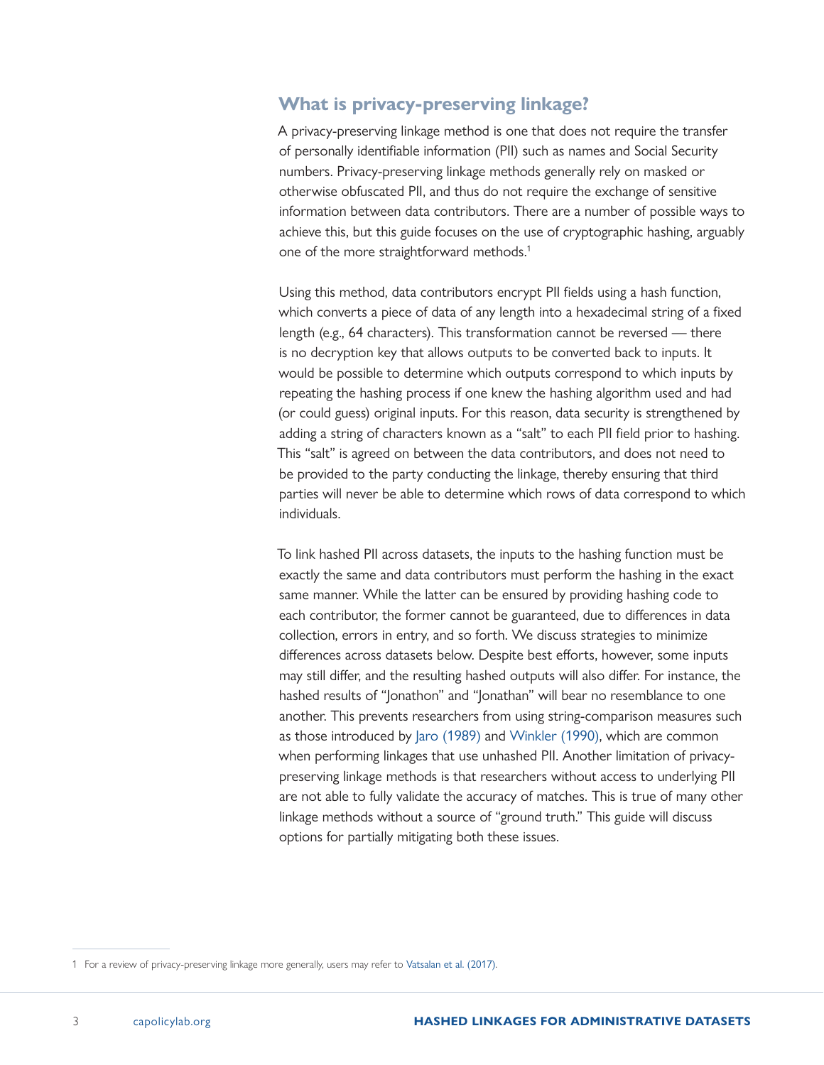## What is privacy-preserving linkage?

A privacy-preserving linkage method is one that does not require the transfer of personally identifiable information (PII) such as names and Social Security numbers. Privacy-preserving linkage methods generally rely on masked or otherwise obfuscated PII, and thus do not require the exchange of sensitive information between data contributors. There are a number of possible ways to achieve this, but this guide focuses on the use of cryptographic hashing, arguably one of the more straightforward methods.[1]

Using this method, data contributors encrypt PII fields using a hash function, which converts a piece of data of any length into a hexadecimal string of a fixed length (e.g., 64 characters). This transformation cannot be reversed — there is no decryption key that allows outputs to be converted back to inputs. It would be possible to determine which outputs correspond to which inputs by repeating the hashing process if one knew the hashing algorithm used and had (or could guess) original inputs. For this reason, data security is strengthened by adding a string of characters known as a "salt" to each PII field prior to hashing. This "salt" is agreed on between the data contributors, and does not need to be provided to the party conducting the linkage, thereby ensuring that third parties will never be able to determine which rows of data correspond to which individuals.

To link hashed PII across datasets, the inputs to the hashing function must be exactly the same and data contributors must perform the hashing in the exact same manner. While the latter can be ensured by providing hashing code to each contributor, the former cannot be guaranteed, due to differences in data collection, errors in entry, and so forth. We discuss strategies to minimize differences across datasets below. Despite best efforts, however, some inputs may still differ, and the resulting hashed outputs will also differ. For instance, the hashed results of "Jonathon" and "Jonathan" will bear no resemblance to one another. This prevents researchers from using string-comparison measures such as those introduced by Jaro (1989) and Winkler (1990), which are common when performing linkages that use unhashed PII. Another limitation of privacy-preserving linkage methods is that researchers without access to underlying PII are not able to fully validate the accuracy of matches. This is true of many other linkage methods without a source of "ground truth." This guide will discuss options for partially mitigating both these issues.

---

1 For a review of privacy-preserving linkage more generally, users may refer to Vatsalan et al. (2017).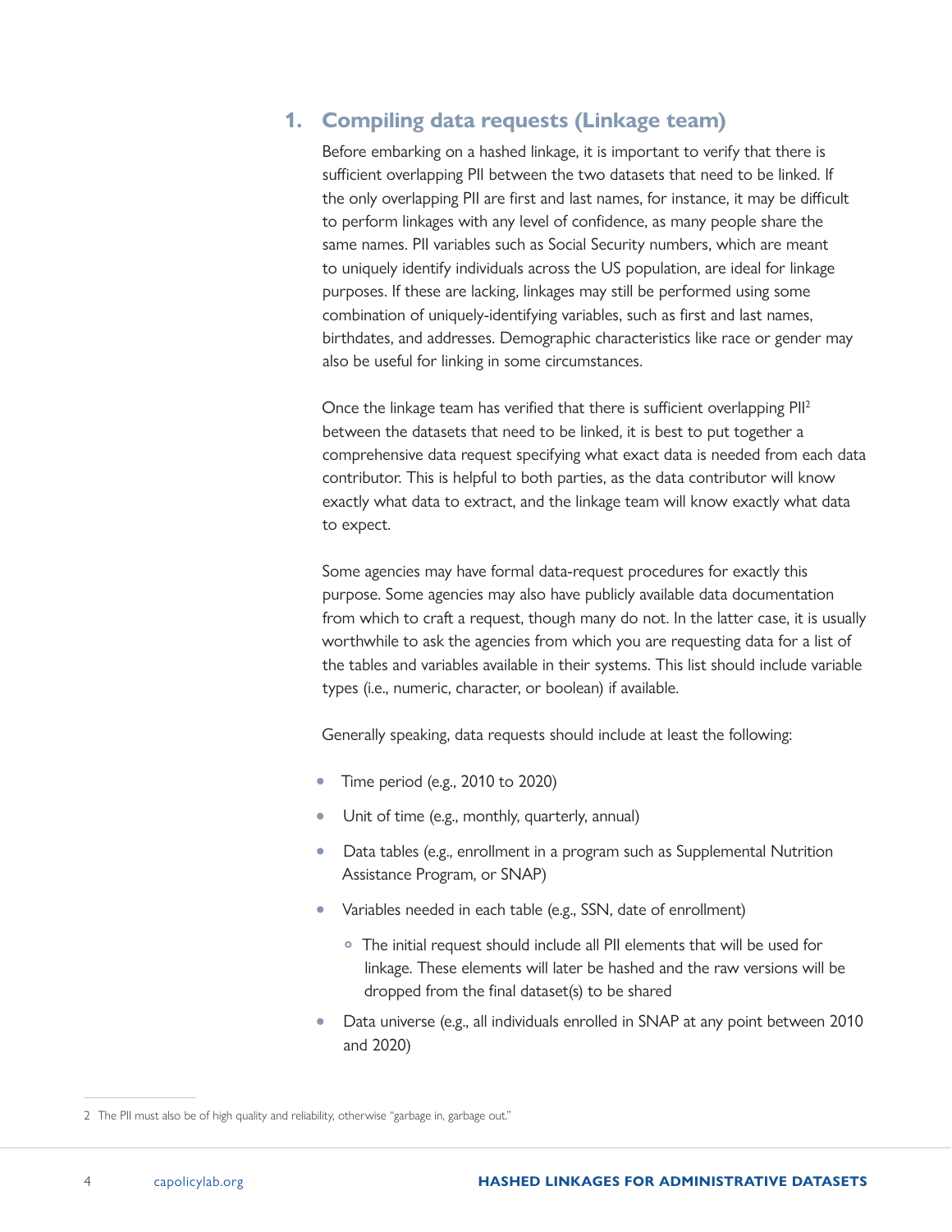## 1. Compiling data requests (Linkage team)

Before embarking on a hashed linkage, it is important to verify that there is sufficient overlapping PII between the two datasets that need to be linked. If the only overlapping PII are first and last names, for instance, it may be difficult to perform linkages with any level of confidence, as many people share the same names. PII variables such as Social Security numbers, which are meant to uniquely identify individuals across the US population, are ideal for linkage purposes. If these are lacking, linkages may still be performed using some combination of uniquely-identifying variables, such as first and last names, birthdates, and addresses. Demographic characteristics like race or gender may also be useful for linking in some circumstances.

Once the linkage team has verified that there is sufficient overlapping PII[2] between the datasets that need to be linked, it is best to put together a comprehensive data request specifying what exact data is needed from each data contributor. This is helpful to both parties, as the data contributor will know exactly what data to extract, and the linkage team will know exactly what data to expect.

Some agencies may have formal data-request procedures for exactly this purpose. Some agencies may also have publicly available data documentation from which to craft a request, though many do not. In the latter case, it is usually worthwhile to ask the agencies from which you are requesting data for a list of the tables and variables available in their systems. This list should include variable types (i.e., numeric, character, or boolean) if available.

Generally speaking, data requests should include at least the following:

- Time period (e.g., 2010 to 2020)
- Unit of time (e.g., monthly, quarterly, annual)
- Data tables (e.g., enrollment in a program such as Supplemental Nutrition Assistance Program, or SNAP)
- Variables needed in each table (e.g., SSN, date of enrollment)
  - The initial request should include all PII elements that will be used for linkage. These elements will later be hashed and the raw versions will be dropped from the final dataset(s) to be shared
- Data universe (e.g., all individuals enrolled in SNAP at any point between 2010 and 2020)

---

2 The PII must also be of high quality and reliability, otherwise "garbage in, garbage out."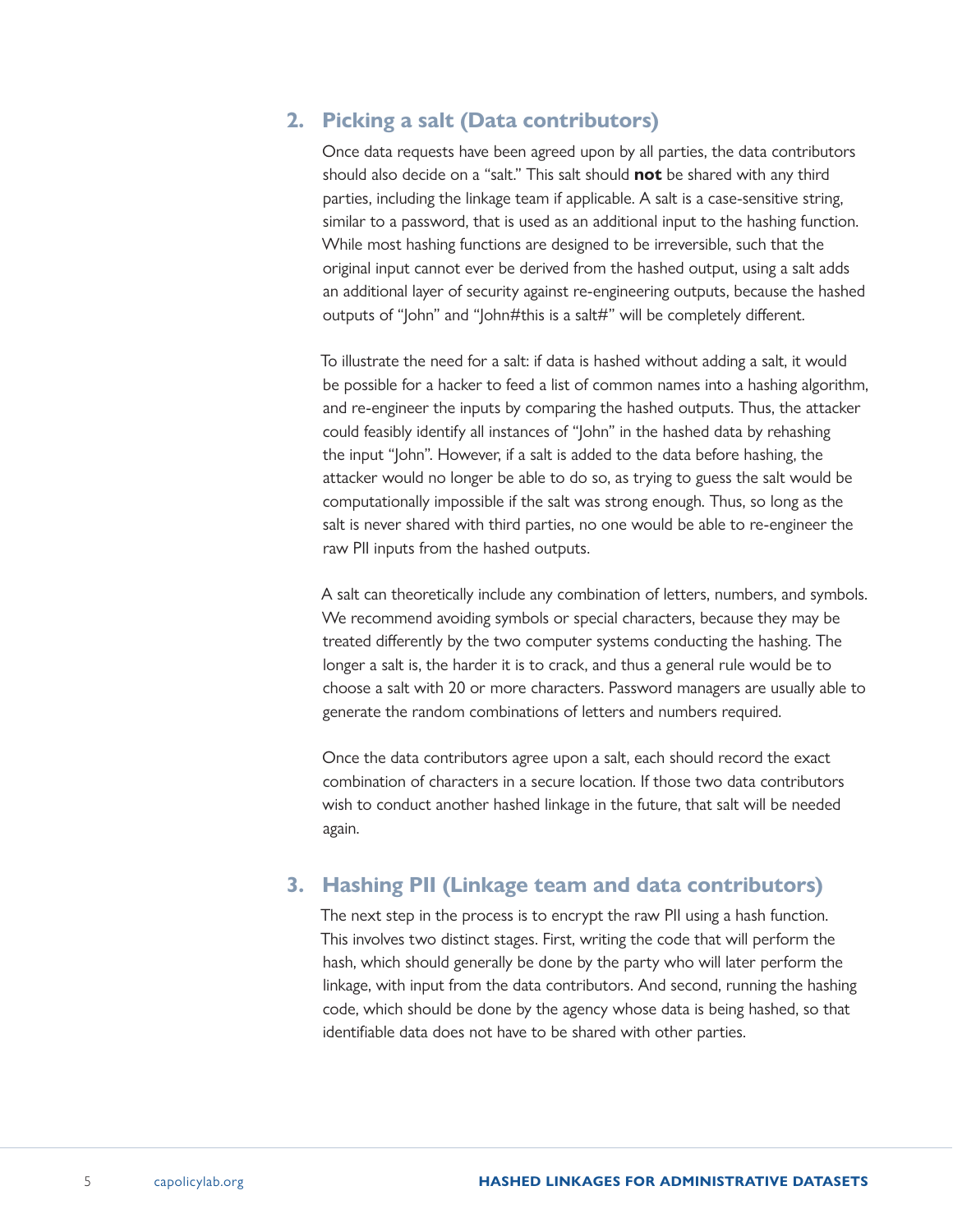## 2. Picking a salt (Data contributors)

Once data requests have been agreed upon by all parties, the data contributors should also decide on a "salt." This salt should **not** be shared with any third parties, including the linkage team if applicable. A salt is a case-sensitive string, similar to a password, that is used as an additional input to the hashing function. While most hashing functions are designed to be irreversible, such that the original input cannot ever be derived from the hashed output, using a salt adds an additional layer of security against re-engineering outputs, because the hashed outputs of "John" and "John#this is a salt#" will be completely different.

To illustrate the need for a salt: if data is hashed without adding a salt, it would be possible for a hacker to feed a list of common names into a hashing algorithm, and re-engineer the inputs by comparing the hashed outputs. Thus, the attacker could feasibly identify all instances of "John" in the hashed data by rehashing the input "John". However, if a salt is added to the data before hashing, the attacker would no longer be able to do so, as trying to guess the salt would be computationally impossible if the salt was strong enough. Thus, so long as the salt is never shared with third parties, no one would be able to re-engineer the raw PII inputs from the hashed outputs.

A salt can theoretically include any combination of letters, numbers, and symbols. We recommend avoiding symbols or special characters, because they may be treated differently by the two computer systems conducting the hashing. The longer a salt is, the harder it is to crack, and thus a general rule would be to choose a salt with 20 or more characters. Password managers are usually able to generate the random combinations of letters and numbers required.

Once the data contributors agree upon a salt, each should record the exact combination of characters in a secure location. If those two data contributors wish to conduct another hashed linkage in the future, that salt will be needed again.

## 3. Hashing PII (Linkage team and data contributors)

The next step in the process is to encrypt the raw PII using a hash function. This involves two distinct stages. First, writing the code that will perform the hash, which should generally be done by the party who will later perform the linkage, with input from the data contributors. And second, running the hashing code, which should be done by the agency whose data is being hashed, so that identifiable data does not have to be shared with other parties.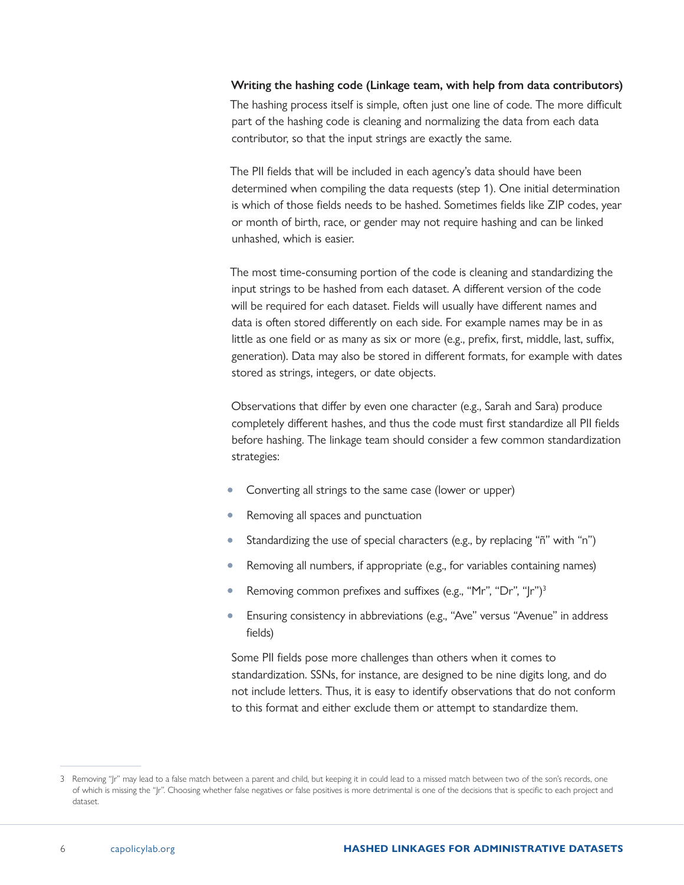### Writing the hashing code (Linkage team, with help from data contributors)

The hashing process itself is simple, often just one line of code. The more difficult part of the hashing code is cleaning and normalizing the data from each data contributor, so that the input strings are exactly the same.

The PII fields that will be included in each agency's data should have been determined when compiling the data requests (step 1). One initial determination is which of those fields needs to be hashed. Sometimes fields like ZIP codes, year or month of birth, race, or gender may not require hashing and can be linked unhashed, which is easier.

The most time-consuming portion of the code is cleaning and standardizing the input strings to be hashed from each dataset. A different version of the code will be required for each dataset. Fields will usually have different names and data is often stored differently on each side. For example names may be in as little as one field or as many as six or more (e.g., prefix, first, middle, last, suffix, generation). Data may also be stored in different formats, for example with dates stored as strings, integers, or date objects.

Observations that differ by even one character (e.g., Sarah and Sara) produce completely different hashes, and thus the code must first standardize all PII fields before hashing. The linkage team should consider a few common standardization strategies:

- Converting all strings to the same case (lower or upper)
- Removing all spaces and punctuation
- Standardizing the use of special characters (e.g., by replacing "ñ" with "n")
- Removing all numbers, if appropriate (e.g., for variables containing names)
- Removing common prefixes and suffixes (e.g., "Mr", "Dr", "Jr")[3]
- Ensuring consistency in abbreviations (e.g., "Ave" versus "Avenue" in address fields)

Some PII fields pose more challenges than others when it comes to standardization. SSNs, for instance, are designed to be nine digits long, and do not include letters. Thus, it is easy to identify observations that do not conform to this format and either exclude them or attempt to standardize them.

---

3 Removing "Jr" may lead to a false match between a parent and child, but keeping it in could lead to a missed match between two of the son's records, one of which is missing the "Jr". Choosing whether false negatives or false positives is more detrimental is one of the decisions that is specific to each project and dataset.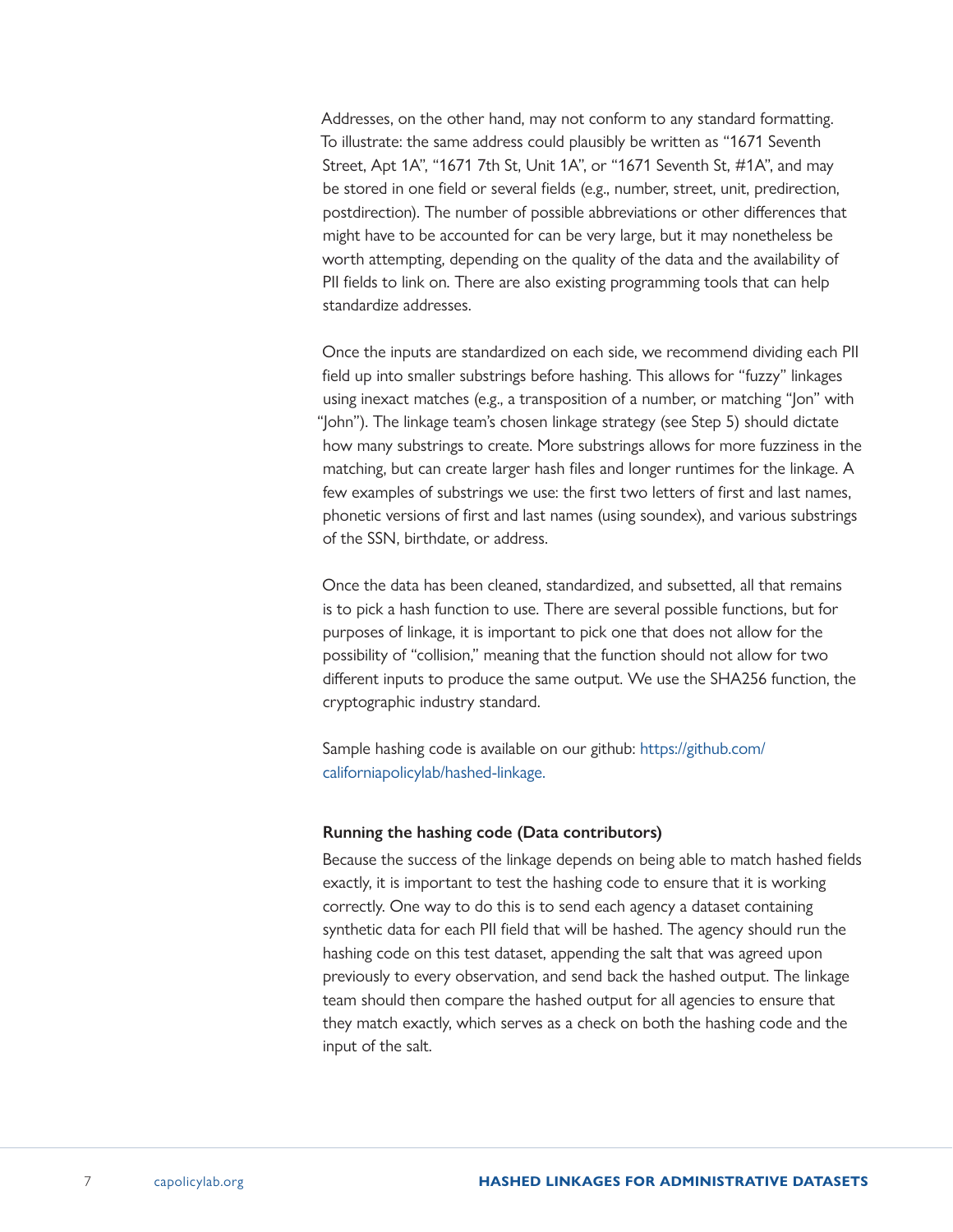Addresses, on the other hand, may not conform to any standard formatting. To illustrate: the same address could plausibly be written as "1671 Seventh Street, Apt 1A", "1671 7th St, Unit 1A", or "1671 Seventh St, #1A", and may be stored in one field or several fields (e.g., number, street, unit, predirection, postdirection). The number of possible abbreviations or other differences that might have to be accounted for can be very large, but it may nonetheless be worth attempting, depending on the quality of the data and the availability of PII fields to link on. There are also existing programming tools that can help standardize addresses.

Once the inputs are standardized on each side, we recommend dividing each PII field up into smaller substrings before hashing. This allows for "fuzzy" linkages using inexact matches (e.g., a transposition of a number, or matching "Jon" with "John"). The linkage team's chosen linkage strategy (see Step 5) should dictate how many substrings to create. More substrings allows for more fuzziness in the matching, but can create larger hash files and longer runtimes for the linkage. A few examples of substrings we use: the first two letters of first and last names, phonetic versions of first and last names (using soundex), and various substrings of the SSN, birthdate, or address.

Once the data has been cleaned, standardized, and subsetted, all that remains is to pick a hash function to use. There are several possible functions, but for purposes of linkage, it is important to pick one that does not allow for the possibility of "collision," meaning that the function should not allow for two different inputs to produce the same output. We use the SHA256 function, the cryptographic industry standard.

Sample hashing code is available on our github: https://github.com/californiapolicylab/hashed-linkage.

**Running the hashing code (Data contributors)**

Because the success of the linkage depends on being able to match hashed fields exactly, it is important to test the hashing code to ensure that it is working correctly. One way to do this is to send each agency a dataset containing synthetic data for each PII field that will be hashed. The agency should run the hashing code on this test dataset, appending the salt that was agreed upon previously to every observation, and send back the hashed output. The linkage team should then compare the hashed output for all agencies to ensure that they match exactly, which serves as a check on both the hashing code and the input of the salt.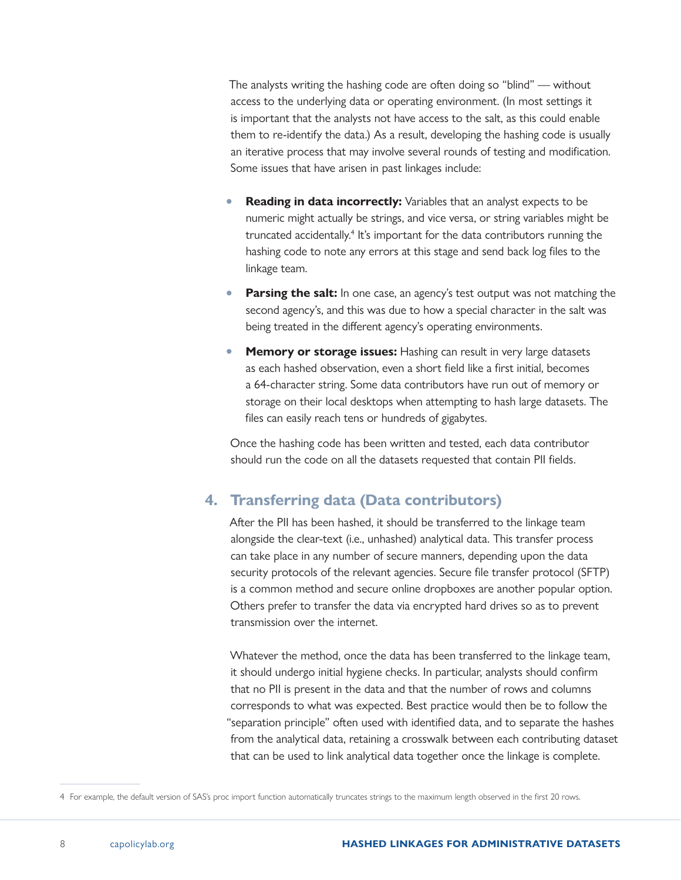The analysts writing the hashing code are often doing so "blind" — without access to the underlying data or operating environment. (In most settings it is important that the analysts not have access to the salt, as this could enable them to re-identify the data.) As a result, developing the hashing code is usually an iterative process that may involve several rounds of testing and modification. Some issues that have arisen in past linkages include:

- **Reading in data incorrectly:** Variables that an analyst expects to be numeric might actually be strings, and vice versa, or string variables might be truncated accidentally.[4] It's important for the data contributors running the hashing code to note any errors at this stage and send back log files to the linkage team.
- **Parsing the salt:** In one case, an agency's test output was not matching the second agency's, and this was due to how a special character in the salt was being treated in the different agency's operating environments.
- **Memory or storage issues:** Hashing can result in very large datasets as each hashed observation, even a short field like a first initial, becomes a 64-character string. Some data contributors have run out of memory or storage on their local desktops when attempting to hash large datasets. The files can easily reach tens or hundreds of gigabytes.

Once the hashing code has been written and tested, each data contributor should run the code on all the datasets requested that contain PII fields.

## 4. Transferring data (Data contributors)

After the PII has been hashed, it should be transferred to the linkage team alongside the clear-text (i.e., unhashed) analytical data. This transfer process can take place in any number of secure manners, depending upon the data security protocols of the relevant agencies. Secure file transfer protocol (SFTP) is a common method and secure online dropboxes are another popular option. Others prefer to transfer the data via encrypted hard drives so as to prevent transmission over the internet.

Whatever the method, once the data has been transferred to the linkage team, it should undergo initial hygiene checks. In particular, analysts should confirm that no PII is present in the data and that the number of rows and columns corresponds to what was expected. Best practice would then be to follow the "separation principle" often used with identified data, and to separate the hashes from the analytical data, retaining a crosswalk between each contributing dataset that can be used to link analytical data together once the linkage is complete.

4 For example, the default version of SAS's proc import function automatically truncates strings to the maximum length observed in the first 20 rows.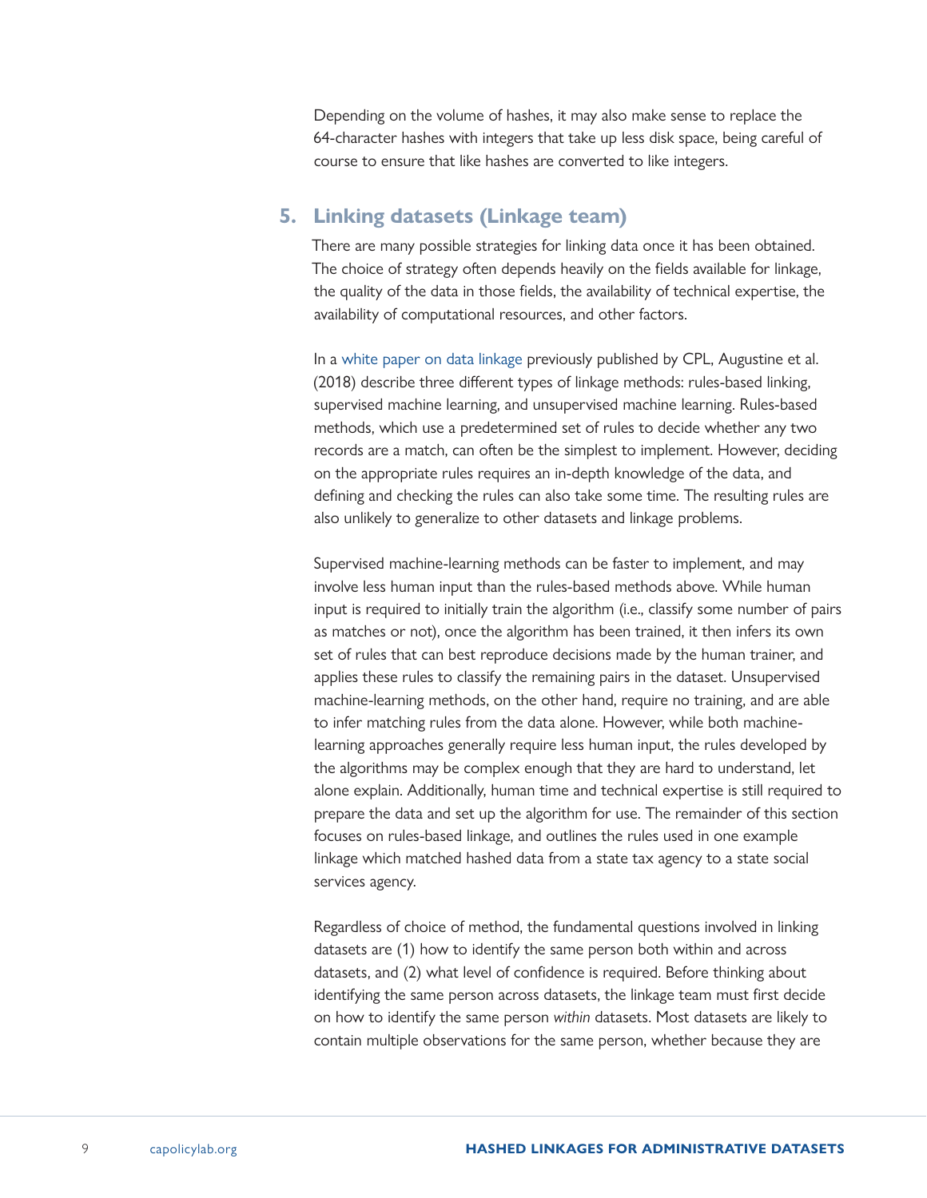Depending on the volume of hashes, it may also make sense to replace the 64-character hashes with integers that take up less disk space, being careful of course to ensure that like hashes are converted to like integers.

## 5. Linking datasets (Linkage team)

There are many possible strategies for linking data once it has been obtained. The choice of strategy often depends heavily on the fields available for linkage, the quality of the data in those fields, the availability of technical expertise, the availability of computational resources, and other factors.

In a white paper on data linkage previously published by CPL, Augustine et al. (2018) describe three different types of linkage methods: rules-based linking, supervised machine learning, and unsupervised machine learning. Rules-based methods, which use a predetermined set of rules to decide whether any two records are a match, can often be the simplest to implement. However, deciding on the appropriate rules requires an in-depth knowledge of the data, and defining and checking the rules can also take some time. The resulting rules are also unlikely to generalize to other datasets and linkage problems.

Supervised machine-learning methods can be faster to implement, and may involve less human input than the rules-based methods above. While human input is required to initially train the algorithm (i.e., classify some number of pairs as matches or not), once the algorithm has been trained, it then infers its own set of rules that can best reproduce decisions made by the human trainer, and applies these rules to classify the remaining pairs in the dataset. Unsupervised machine-learning methods, on the other hand, require no training, and are able to infer matching rules from the data alone. However, while both machine-learning approaches generally require less human input, the rules developed by the algorithms may be complex enough that they are hard to understand, let alone explain. Additionally, human time and technical expertise is still required to prepare the data and set up the algorithm for use. The remainder of this section focuses on rules-based linkage, and outlines the rules used in one example linkage which matched hashed data from a state tax agency to a state social services agency.

Regardless of choice of method, the fundamental questions involved in linking datasets are (1) how to identify the same person both within and across datasets, and (2) what level of confidence is required. Before thinking about identifying the same person across datasets, the linkage team must first decide on how to identify the same person *within* datasets. Most datasets are likely to contain multiple observations for the same person, whether because they are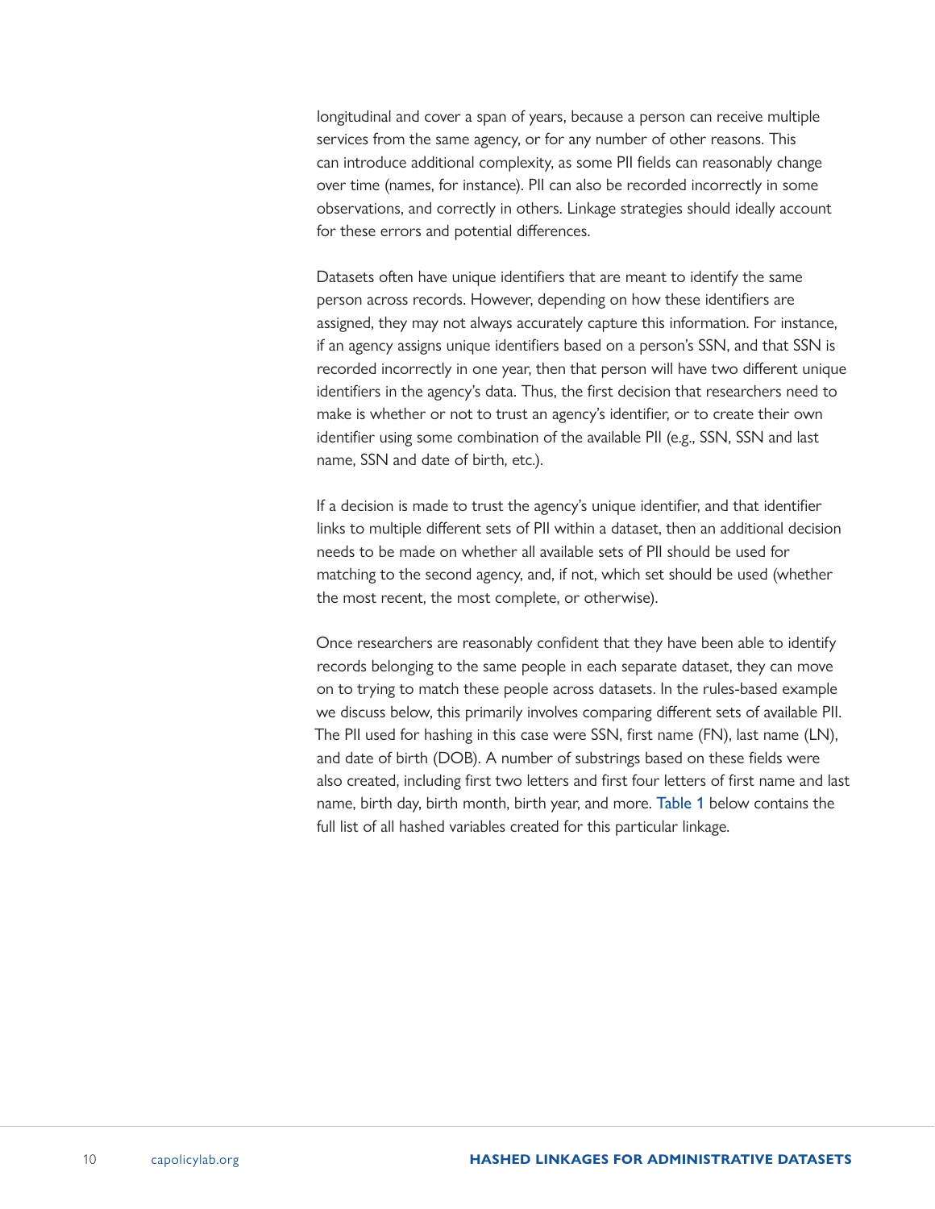longitudinal and cover a span of years, because a person can receive multiple services from the same agency, or for any number of other reasons. This can introduce additional complexity, as some PII fields can reasonably change over time (names, for instance). PII can also be recorded incorrectly in some observations, and correctly in others. Linkage strategies should ideally account for these errors and potential differences.

Datasets often have unique identifiers that are meant to identify the same person across records. However, depending on how these identifiers are assigned, they may not always accurately capture this information. For instance, if an agency assigns unique identifiers based on a person's SSN, and that SSN is recorded incorrectly in one year, then that person will have two different unique identifiers in the agency's data. Thus, the first decision that researchers need to make is whether or not to trust an agency's identifier, or to create their own identifier using some combination of the available PII (e.g., SSN, SSN and last name, SSN and date of birth, etc.).

If a decision is made to trust the agency's unique identifier, and that identifier links to multiple different sets of PII within a dataset, then an additional decision needs to be made on whether all available sets of PII should be used for matching to the second agency, and, if not, which set should be used (whether the most recent, the most complete, or otherwise).

Once researchers are reasonably confident that they have been able to identify records belonging to the same people in each separate dataset, they can move on to trying to match these people across datasets. In the rules-based example we discuss below, this primarily involves comparing different sets of available PII. The PII used for hashing in this case were SSN, first name (FN), last name (LN), and date of birth (DOB). A number of substrings based on these fields were also created, including first two letters and first four letters of first name and last name, birth day, birth month, birth year, and more. Table 1 below contains the full list of all hashed variables created for this particular linkage.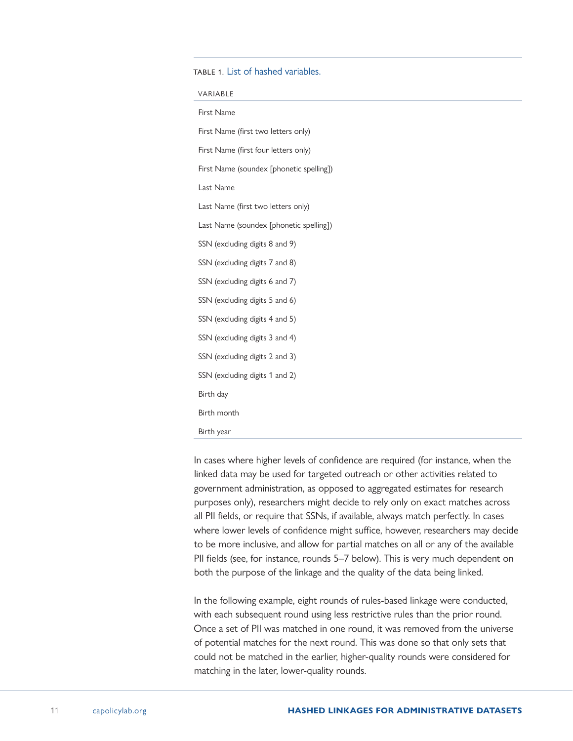TABLE 1. List of hashed variables.

| VARIABLE |
| --- |
| First Name |
| First Name (first two letters only) |
| First Name (first four letters only) |
| First Name (soundex [phonetic spelling]) |
| Last Name |
| Last Name (first two letters only) |
| Last Name (soundex [phonetic spelling]) |
| SSN (excluding digits 8 and 9) |
| SSN (excluding digits 7 and 8) |
| SSN (excluding digits 6 and 7) |
| SSN (excluding digits 5 and 6) |
| SSN (excluding digits 4 and 5) |
| SSN (excluding digits 3 and 4) |
| SSN (excluding digits 2 and 3) |
| SSN (excluding digits 1 and 2) |
| Birth day |
| Birth month |
| Birth year |

In cases where higher levels of confidence are required (for instance, when the linked data may be used for targeted outreach or other activities related to government administration, as opposed to aggregated estimates for research purposes only), researchers might decide to rely only on exact matches across all PII fields, or require that SSNs, if available, always match perfectly. In cases where lower levels of confidence might suffice, however, researchers may decide to be more inclusive, and allow for partial matches on all or any of the available PII fields (see, for instance, rounds 5–7 below). This is very much dependent on both the purpose of the linkage and the quality of the data being linked.

In the following example, eight rounds of rules-based linkage were conducted, with each subsequent round using less restrictive rules than the prior round. Once a set of PII was matched in one round, it was removed from the universe of potential matches for the next round. This was done so that only sets that could not be matched in the earlier, higher-quality rounds were considered for matching in the later, lower-quality rounds.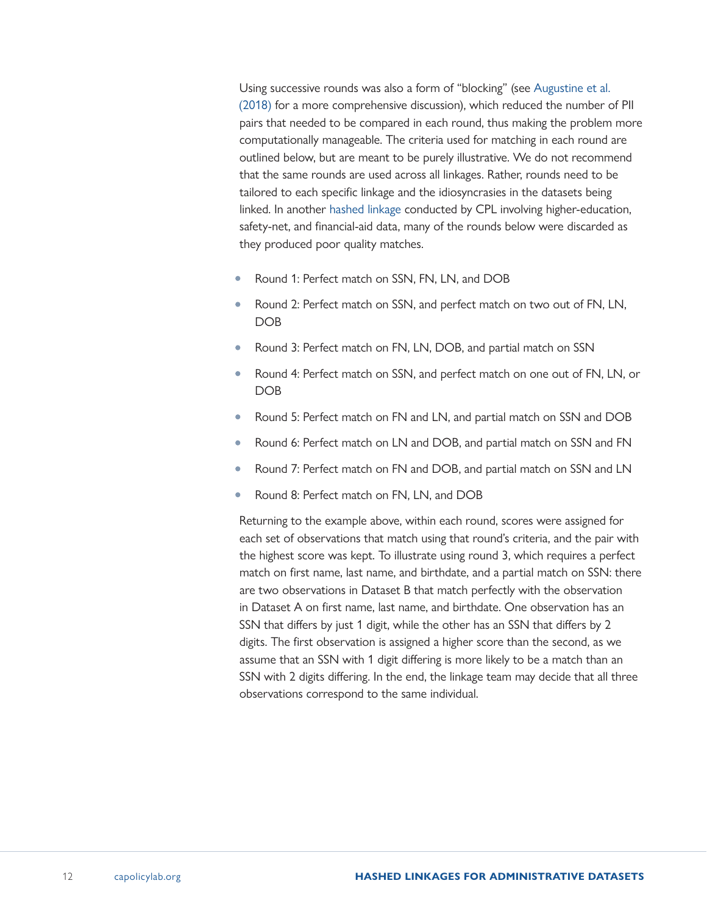Using successive rounds was also a form of "blocking" (see Augustine et al. (2018) for a more comprehensive discussion), which reduced the number of PII pairs that needed to be compared in each round, thus making the problem more computationally manageable. The criteria used for matching in each round are outlined below, but are meant to be purely illustrative. We do not recommend that the same rounds are used across all linkages. Rather, rounds need to be tailored to each specific linkage and the idiosyncrasies in the datasets being linked. In another hashed linkage conducted by CPL involving higher-education, safety-net, and financial-aid data, many of the rounds below were discarded as they produced poor quality matches.

- Round 1: Perfect match on SSN, FN, LN, and DOB
- Round 2: Perfect match on SSN, and perfect match on two out of FN, LN, DOB
- Round 3: Perfect match on FN, LN, DOB, and partial match on SSN
- Round 4: Perfect match on SSN, and perfect match on one out of FN, LN, or DOB
- Round 5: Perfect match on FN and LN, and partial match on SSN and DOB
- Round 6: Perfect match on LN and DOB, and partial match on SSN and FN
- Round 7: Perfect match on FN and DOB, and partial match on SSN and LN
- Round 8: Perfect match on FN, LN, and DOB

Returning to the example above, within each round, scores were assigned for each set of observations that match using that round's criteria, and the pair with the highest score was kept. To illustrate using round 3, which requires a perfect match on first name, last name, and birthdate, and a partial match on SSN: there are two observations in Dataset B that match perfectly with the observation in Dataset A on first name, last name, and birthdate. One observation has an SSN that differs by just 1 digit, while the other has an SSN that differs by 2 digits. The first observation is assigned a higher score than the second, as we assume that an SSN with 1 digit differing is more likely to be a match than an SSN with 2 digits differing. In the end, the linkage team may decide that all three observations correspond to the same individual.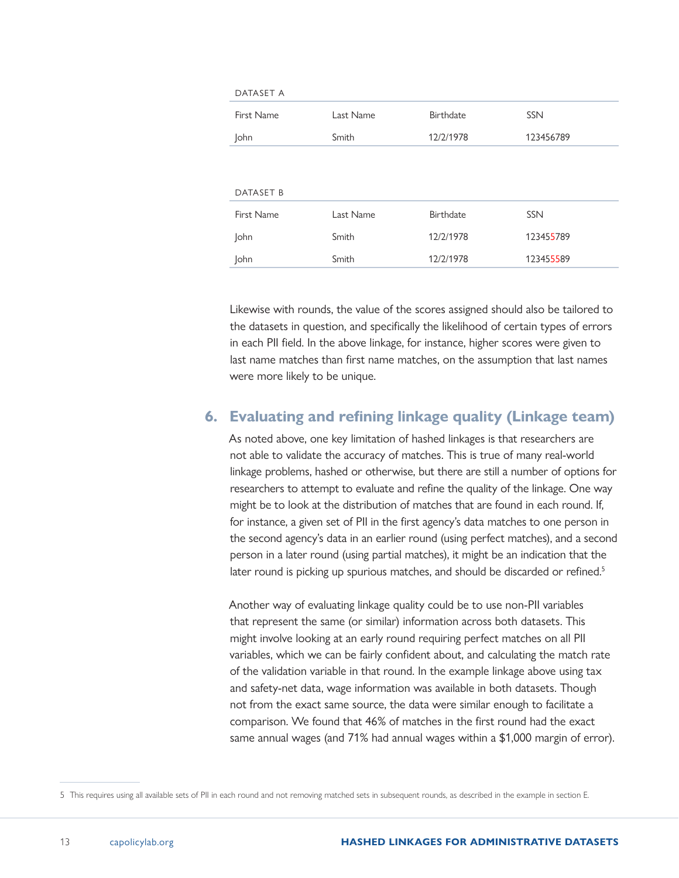DATASET A

| First Name | Last Name | Birthdate | SSN |
|---|---|---|---|
| John | Smith | 12/2/1978 | 123456789 |

DATASET B

| First Name | Last Name | Birthdate | SSN |
|---|---|---|---|
| John | Smith | 12/2/1978 | 123455789 |
| John | Smith | 12/2/1978 | 123455589 |

Likewise with rounds, the value of the scores assigned should also be tailored to the datasets in question, and specifically the likelihood of certain types of errors in each PII field. In the above linkage, for instance, higher scores were given to last name matches than first name matches, on the assumption that last names were more likely to be unique.

## 6. Evaluating and refining linkage quality (Linkage team)

As noted above, one key limitation of hashed linkages is that researchers are not able to validate the accuracy of matches. This is true of many real-world linkage problems, hashed or otherwise, but there are still a number of options for researchers to attempt to evaluate and refine the quality of the linkage. One way might be to look at the distribution of matches that are found in each round. If, for instance, a given set of PII in the first agency's data matches to one person in the second agency's data in an earlier round (using perfect matches), and a second person in a later round (using partial matches), it might be an indication that the later round is picking up spurious matches, and should be discarded or refined.[5]

Another way of evaluating linkage quality could be to use non-PII variables that represent the same (or similar) information across both datasets. This might involve looking at an early round requiring perfect matches on all PII variables, which we can be fairly confident about, and calculating the match rate of the validation variable in that round. In the example linkage above using tax and safety-net data, wage information was available in both datasets. Though not from the exact same source, the data were similar enough to facilitate a comparison. We found that 46% of matches in the first round had the exact same annual wages (and 71% had annual wages within a $1,000 margin of error).

5 This requires using all available sets of PII in each round and not removing matched sets in subsequent rounds, as described in the example in section E.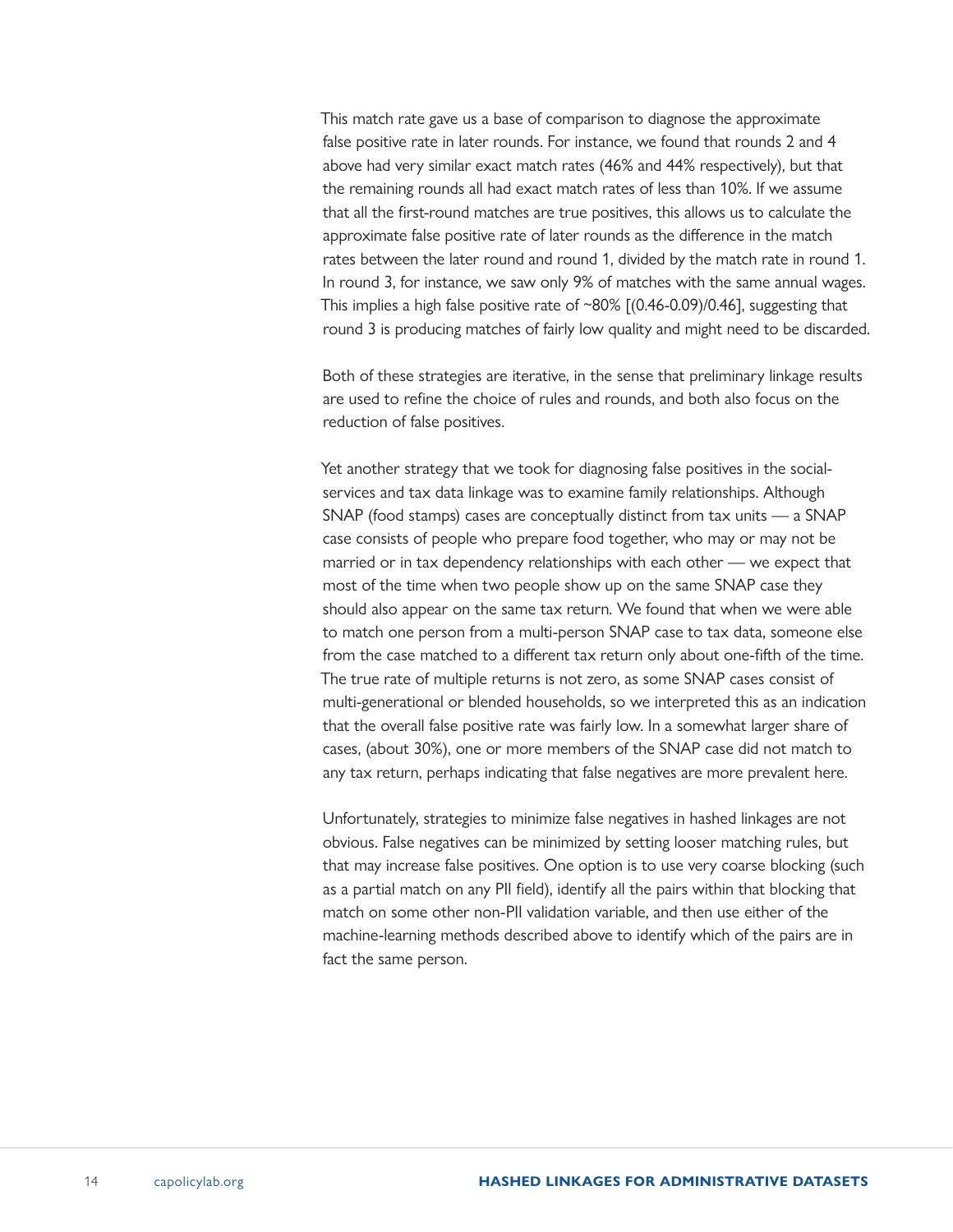This match rate gave us a base of comparison to diagnose the approximate false positive rate in later rounds. For instance, we found that rounds 2 and 4 above had very similar exact match rates (46% and 44% respectively), but that the remaining rounds all had exact match rates of less than 10%. If we assume that all the first-round matches are true positives, this allows us to calculate the approximate false positive rate of later rounds as the difference in the match rates between the later round and round 1, divided by the match rate in round 1. In round 3, for instance, we saw only 9% of matches with the same annual wages. This implies a high false positive rate of ~80% [(0.46-0.09)/0.46], suggesting that round 3 is producing matches of fairly low quality and might need to be discarded.

Both of these strategies are iterative, in the sense that preliminary linkage results are used to refine the choice of rules and rounds, and both also focus on the reduction of false positives.

Yet another strategy that we took for diagnosing false positives in the social-services and tax data linkage was to examine family relationships. Although SNAP (food stamps) cases are conceptually distinct from tax units — a SNAP case consists of people who prepare food together, who may or may not be married or in tax dependency relationships with each other — we expect that most of the time when two people show up on the same SNAP case they should also appear on the same tax return. We found that when we were able to match one person from a multi-person SNAP case to tax data, someone else from the case matched to a different tax return only about one-fifth of the time. The true rate of multiple returns is not zero, as some SNAP cases consist of multi-generational or blended households, so we interpreted this as an indication that the overall false positive rate was fairly low. In a somewhat larger share of cases, (about 30%), one or more members of the SNAP case did not match to any tax return, perhaps indicating that false negatives are more prevalent here.

Unfortunately, strategies to minimize false negatives in hashed linkages are not obvious. False negatives can be minimized by setting looser matching rules, but that may increase false positives. One option is to use very coarse blocking (such as a partial match on any PII field), identify all the pairs within that blocking that match on some other non-PII validation variable, and then use either of the machine-learning methods described above to identify which of the pairs are in fact the same person.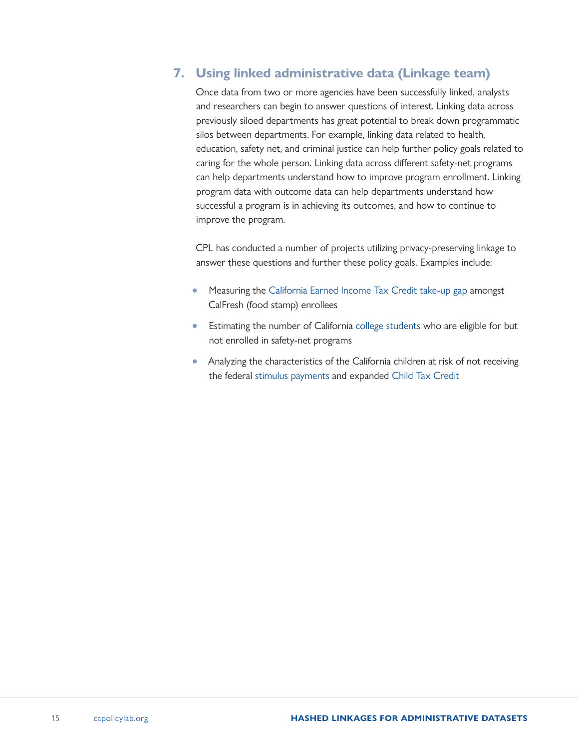## 7. Using linked administrative data (Linkage team)

Once data from two or more agencies have been successfully linked, analysts and researchers can begin to answer questions of interest. Linking data across previously siloed departments has great potential to break down programmatic silos between departments. For example, linking data related to health, education, safety net, and criminal justice can help further policy goals related to caring for the whole person. Linking data across different safety-net programs can help departments understand how to improve program enrollment. Linking program data with outcome data can help departments understand how successful a program is in achieving its outcomes, and how to continue to improve the program.

CPL has conducted a number of projects utilizing privacy-preserving linkage to answer these questions and further these policy goals. Examples include:

- Measuring the California Earned Income Tax Credit take-up gap amongst CalFresh (food stamp) enrollees
- Estimating the number of California college students who are eligible for but not enrolled in safety-net programs
- Analyzing the characteristics of the California children at risk of not receiving the federal stimulus payments and expanded Child Tax Credit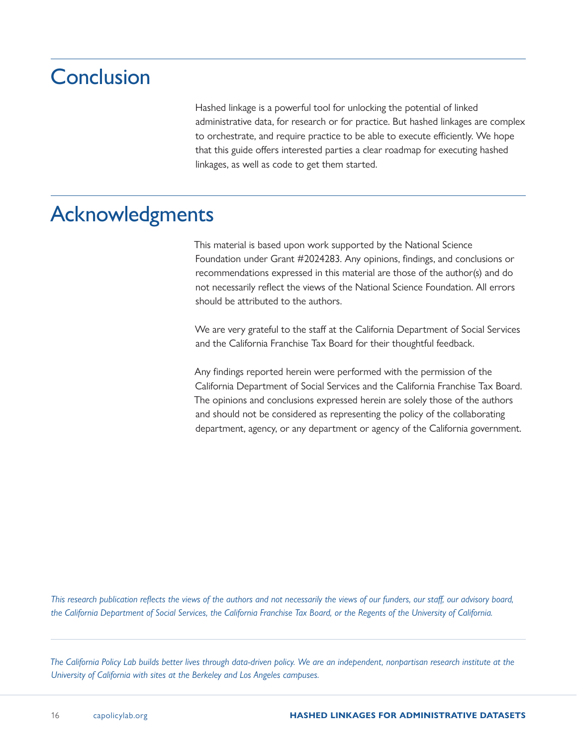## Conclusion

Hashed linkage is a powerful tool for unlocking the potential of linked administrative data, for research or for practice. But hashed linkages are complex to orchestrate, and require practice to be able to execute efficiently. We hope that this guide offers interested parties a clear roadmap for executing hashed linkages, as well as code to get them started.

## Acknowledgments

This material is based upon work supported by the National Science Foundation under Grant #2024283. Any opinions, findings, and conclusions or recommendations expressed in this material are those of the author(s) and do not necessarily reflect the views of the National Science Foundation. All errors should be attributed to the authors.

We are very grateful to the staff at the California Department of Social Services and the California Franchise Tax Board for their thoughtful feedback.

Any findings reported herein were performed with the permission of the California Department of Social Services and the California Franchise Tax Board. The opinions and conclusions expressed herein are solely those of the authors and should not be considered as representing the policy of the collaborating department, agency, or any department or agency of the California government.

*This research publication reflects the views of the authors and not necessarily the views of our funders, our staff, our advisory board, the California Department of Social Services, the California Franchise Tax Board, or the Regents of the University of California.*

*The California Policy Lab builds better lives through data-driven policy. We are an independent, nonpartisan research institute at the University of California with sites at the Berkeley and Los Angeles campuses.*